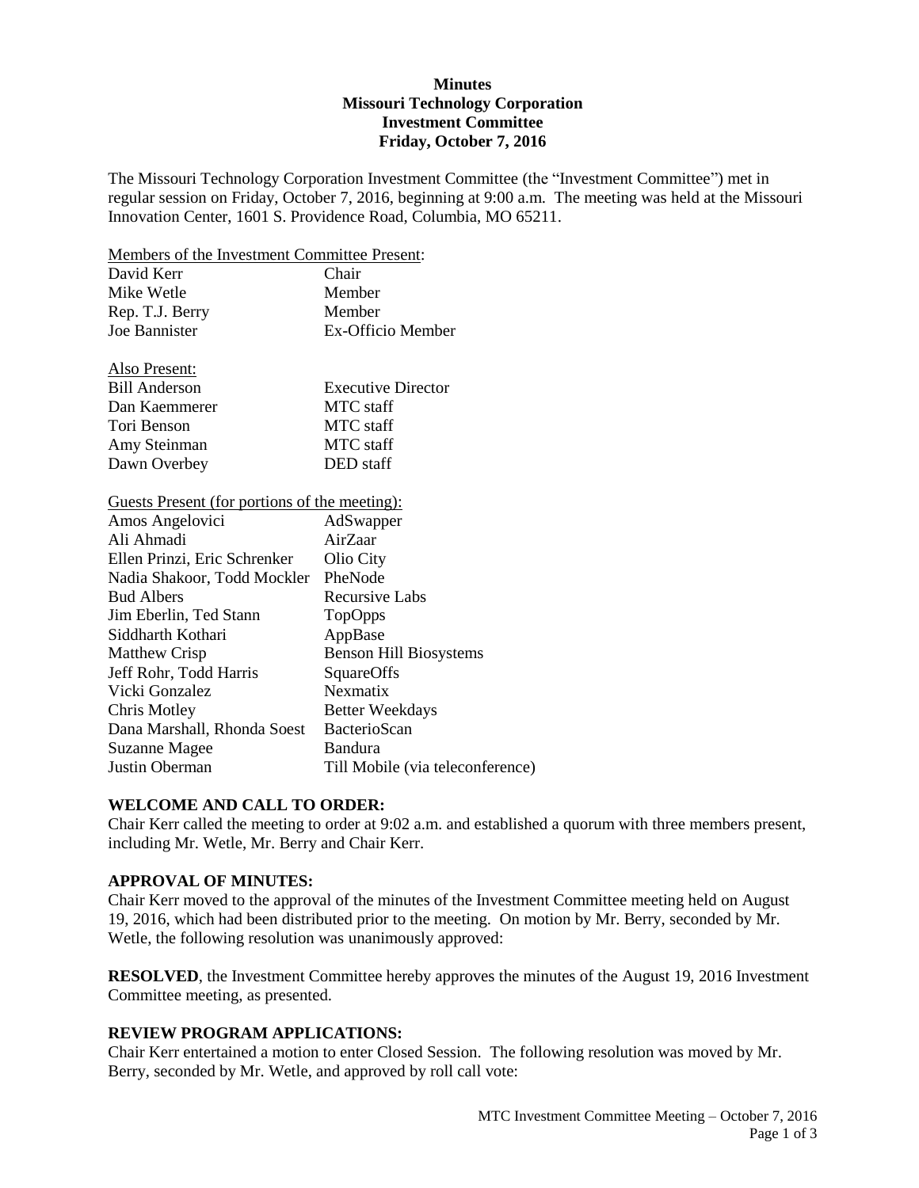**Minutes**
**Missouri Technology Corporation**
**Investment Committee**
**Friday, October 7, 2016**

The Missouri Technology Corporation Investment Committee (the "Investment Committee") met in regular session on Friday, October 7, 2016, beginning at 9:00 a.m. The meeting was held at the Missouri Innovation Center, 1601 S. Providence Road, Columbia, MO 65211.

Members of the Investment Committee Present:

| | |
|---|---|
| David Kerr | Chair |
| Mike Wetle | Member |
| Rep. T.J. Berry | Member |
| Joe Bannister | Ex-Officio Member |

Also Present:

| | |
|---|---|
| Bill Anderson | Executive Director |
| Dan Kaemmerer | MTC staff |
| Tori Benson | MTC staff |
| Amy Steinman | MTC staff |
| Dawn Overbey | DED staff |

Guests Present (for portions of the meeting):

| | |
|---|---|
| Amos Angelovici | AdSwapper |
| Ali Ahmadi | AirZaar |
| Ellen Prinzi, Eric Schrenker | Olio City |
| Nadia Shakoor, Todd Mockler | PheNode |
| Bud Albers | Recursive Labs |
| Jim Eberlin, Ted Stann | TopOpps |
| Siddharth Kothari | AppBase |
| Matthew Crisp | Benson Hill Biosystems |
| Jeff Rohr, Todd Harris | SquareOffs |
| Vicki Gonzalez | Nexmatix |
| Chris Motley | Better Weekdays |
| Dana Marshall, Rhonda Soest | BacterioScan |
| Suzanne Magee | Bandura |
| Justin Oberman | Till Mobile (via teleconference) |

**WELCOME AND CALL TO ORDER:**

Chair Kerr called the meeting to order at 9:02 a.m. and established a quorum with three members present, including Mr. Wetle, Mr. Berry and Chair Kerr.

**APPROVAL OF MINUTES:**

Chair Kerr moved to the approval of the minutes of the Investment Committee meeting held on August 19, 2016, which had been distributed prior to the meeting. On motion by Mr. Berry, seconded by Mr. Wetle, the following resolution was unanimously approved:

**RESOLVED**, the Investment Committee hereby approves the minutes of the August 19, 2016 Investment Committee meeting, as presented.

**REVIEW PROGRAM APPLICATIONS:**

Chair Kerr entertained a motion to enter Closed Session. The following resolution was moved by Mr. Berry, seconded by Mr. Wetle, and approved by roll call vote: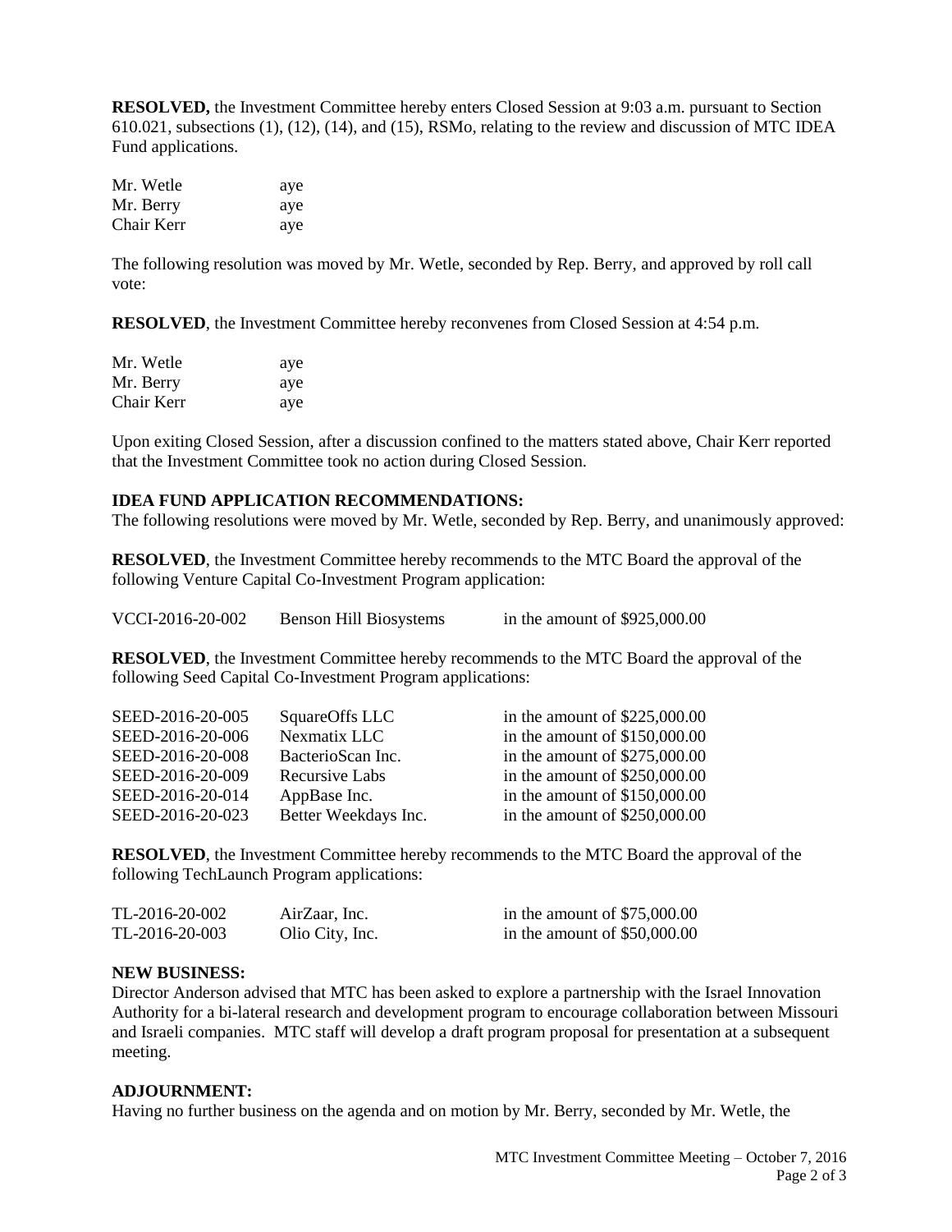**RESOLVED,** the Investment Committee hereby enters Closed Session at 9:03 a.m. pursuant to Section 610.021, subsections (1), (12), (14), and (15), RSMo, relating to the review and discussion of MTC IDEA Fund applications.

| | |
|---|---|
| Mr. Wetle | aye |
| Mr. Berry | aye |
| Chair Kerr | aye |

The following resolution was moved by Mr. Wetle, seconded by Rep. Berry, and approved by roll call vote:

**RESOLVED**, the Investment Committee hereby reconvenes from Closed Session at 4:54 p.m.

| | |
|---|---|
| Mr. Wetle | aye |
| Mr. Berry | aye |
| Chair Kerr | aye |

Upon exiting Closed Session, after a discussion confined to the matters stated above, Chair Kerr reported that the Investment Committee took no action during Closed Session.

**IDEA FUND APPLICATION RECOMMENDATIONS:**
The following resolutions were moved by Mr. Wetle, seconded by Rep. Berry, and unanimously approved:

**RESOLVED**, the Investment Committee hereby recommends to the MTC Board the approval of the following Venture Capital Co-Investment Program application:

| | | |
|---|---|---|
| VCCI-2016-20-002 | Benson Hill Biosystems | in the amount of $925,000.00 |

**RESOLVED**, the Investment Committee hereby recommends to the MTC Board the approval of the following Seed Capital Co-Investment Program applications:

| | | |
|---|---|---|
| SEED-2016-20-005 | SquareOffs LLC | in the amount of $225,000.00 |
| SEED-2016-20-006 | Nexmatix LLC | in the amount of $150,000.00 |
| SEED-2016-20-008 | BacterioScan Inc. | in the amount of $275,000.00 |
| SEED-2016-20-009 | Recursive Labs | in the amount of $250,000.00 |
| SEED-2016-20-014 | AppBase Inc. | in the amount of $150,000.00 |
| SEED-2016-20-023 | Better Weekdays Inc. | in the amount of $250,000.00 |

**RESOLVED**, the Investment Committee hereby recommends to the MTC Board the approval of the following TechLaunch Program applications:

| | | |
|---|---|---|
| TL-2016-20-002 | AirZaar, Inc. | in the amount of $75,000.00 |
| TL-2016-20-003 | Olio City, Inc. | in the amount of $50,000.00 |

**NEW BUSINESS:**
Director Anderson advised that MTC has been asked to explore a partnership with the Israel Innovation Authority for a bi-lateral research and development program to encourage collaboration between Missouri and Israeli companies. MTC staff will develop a draft program proposal for presentation at a subsequent meeting.

**ADJOURNMENT:**
Having no further business on the agenda and on motion by Mr. Berry, seconded by Mr. Wetle, the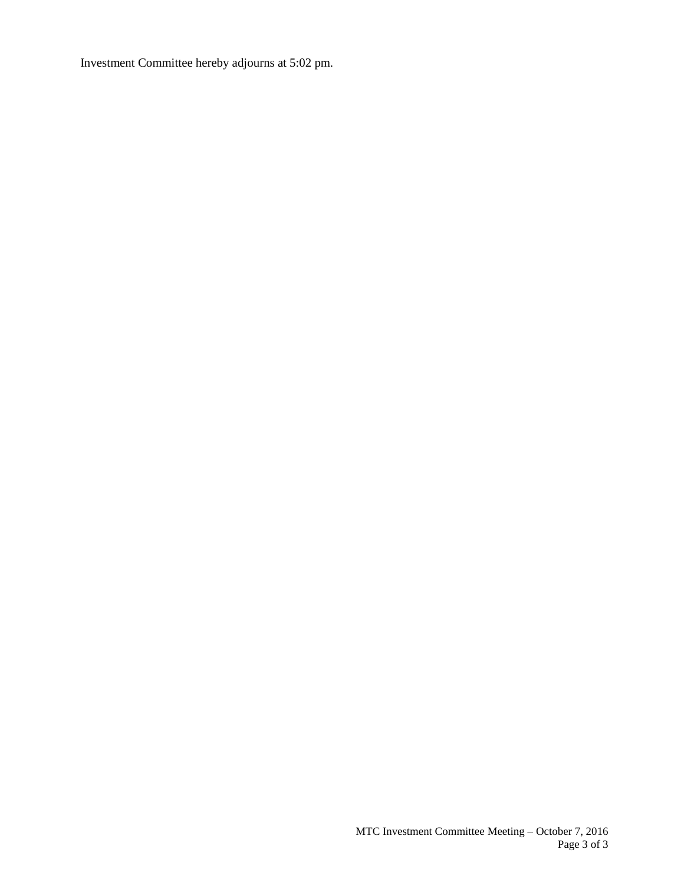Investment Committee hereby adjourns at 5:02 pm.